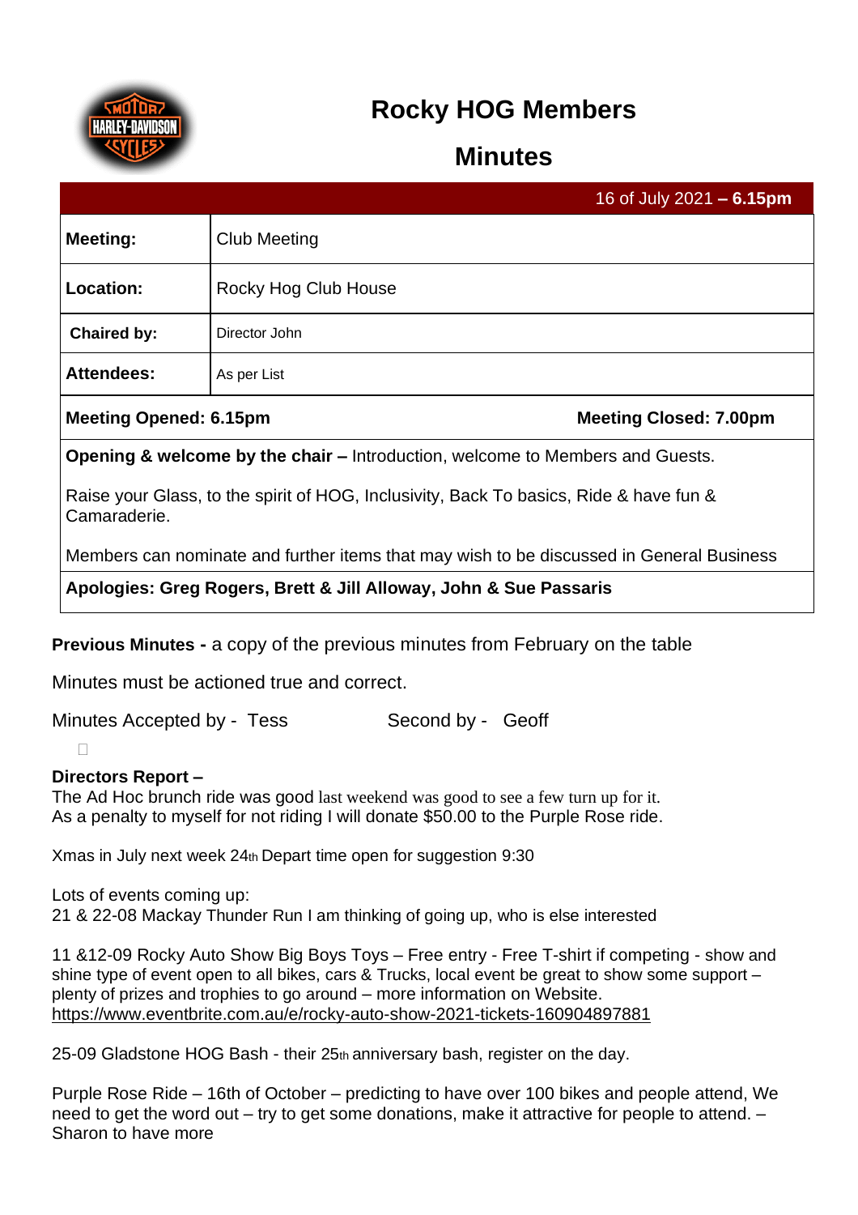# Rocky HOG Members

# Minutes

| | 16 of July 2021 **– 6.15pm** |
|---|---|
| **Meeting:** | Club Meeting |
| **Location:** | Rocky Hog Club House |
| **Chaired by:** | Director John |
| **Attendees:** | As per List |

**Meeting Opened: 6.15pm** | **Meeting Closed: 7.00pm**

**Opening & welcome by the chair –** Introduction, welcome to Members and Guests.

Raise your Glass, to the spirit of HOG, Inclusivity, Back To basics, Ride & have fun & Camaraderie.

Members can nominate and further items that may wish to be discussed in General Business

**Apologies: Greg Rogers, Brett & Jill Alloway, John & Sue Passaris**

**Previous Minutes -** a copy of the previous minutes from February on the table

Minutes must be actioned true and correct.

Minutes Accepted by - Tess Second by - Geoff

**Directors Report –**
The Ad Hoc brunch ride was good last weekend was good to see a few turn up for it.
As a penalty to myself for not riding I will donate $50.00 to the Purple Rose ride.

Xmas in July next week 24th Depart time open for suggestion 9:30

Lots of events coming up:
21 & 22-08 Mackay Thunder Run I am thinking of going up, who is else interested

11 &12-09 Rocky Auto Show Big Boys Toys – Free entry - Free T-shirt if competing - show and shine type of event open to all bikes, cars & Trucks, local event be great to show some support – plenty of prizes and trophies to go around – more information on Website.
https://www.eventbrite.com.au/e/rocky-auto-show-2021-tickets-160904897881

25-09 Gladstone HOG Bash - their 25th anniversary bash, register on the day.

Purple Rose Ride – 16th of October – predicting to have over 100 bikes and people attend, We need to get the word out – try to get some donations, make it attractive for people to attend. – Sharon to have more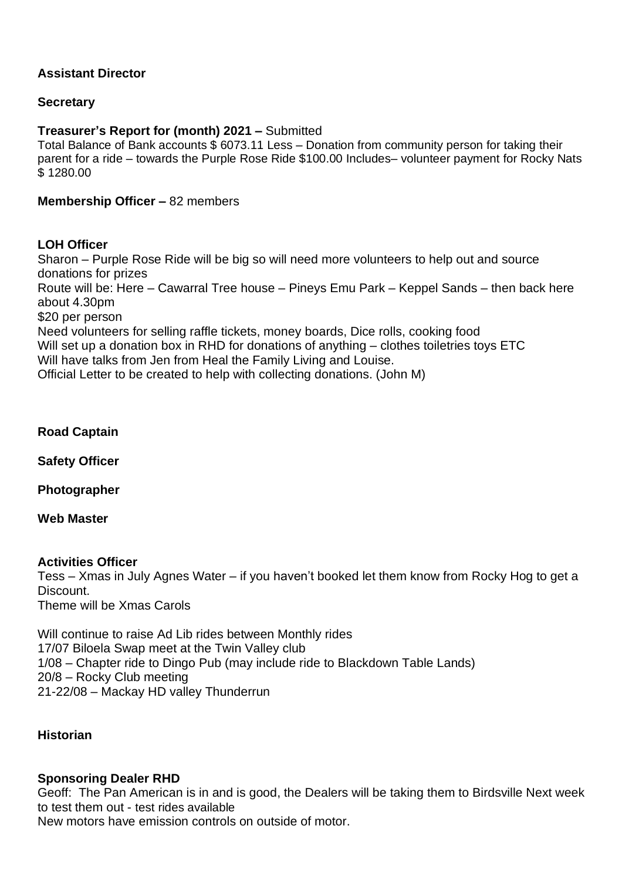**Assistant Director**

**Secretary**

**Treasurer's Report for (month) 2021 –** Submitted

Total Balance of Bank accounts $ 6073.11 Less – Donation from community person for taking their parent for a ride – towards the Purple Rose Ride $100.00 Includes– volunteer payment for Rocky Nats $ 1280.00

**Membership Officer –** 82 members

**LOH Officer**

Sharon – Purple Rose Ride will be big so will need more volunteers to help out and source donations for prizes

Route will be: Here – Cawarral Tree house – Pineys Emu Park – Keppel Sands – then back here about 4.30pm

$20 per person

Need volunteers for selling raffle tickets, money boards, Dice rolls, cooking food

Will set up a donation box in RHD for donations of anything – clothes toiletries toys ETC

Will have talks from Jen from Heal the Family Living and Louise.

Official Letter to be created to help with collecting donations. (John M)

**Road Captain**

**Safety Officer**

**Photographer**

**Web Master**

**Activities Officer**

Tess – Xmas in July Agnes Water – if you haven't booked let them know from Rocky Hog to get a Discount.

Theme will be Xmas Carols

Will continue to raise Ad Lib rides between Monthly rides

17/07 Biloela Swap meet at the Twin Valley club

1/08 – Chapter ride to Dingo Pub (may include ride to Blackdown Table Lands)

20/8 – Rocky Club meeting

21-22/08 – Mackay HD valley Thunderrun

**Historian**

**Sponsoring Dealer RHD**

Geoff: The Pan American is in and is good, the Dealers will be taking them to Birdsville Next week to test them out - test rides available

New motors have emission controls on outside of motor.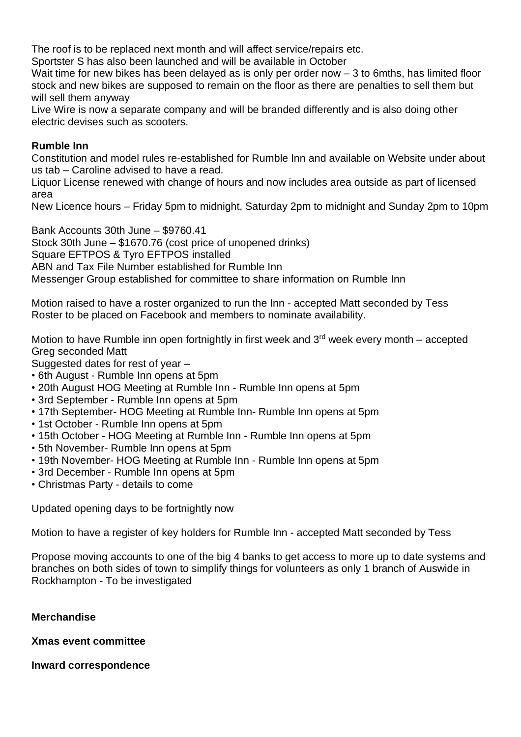The roof is to be replaced next month and will affect service/repairs etc.
Sportster S has also been launched and will be available in October
Wait time for new bikes has been delayed as is only per order now – 3 to 6mths, has limited floor stock and new bikes are supposed to remain on the floor as there are penalties to sell them but will sell them anyway
Live Wire is now a separate company and will be branded differently and is also doing other electric devises such as scooters.

**Rumble Inn**
Constitution and model rules re-established for Rumble Inn and available on Website under about us tab – Caroline advised to have a read.
Liquor License renewed with change of hours and now includes area outside as part of licensed area
New Licence hours – Friday 5pm to midnight, Saturday 2pm to midnight and Sunday 2pm to 10pm

Bank Accounts 30th June – $9760.41
Stock 30th June – $1670.76 (cost price of unopened drinks)
Square EFTPOS & Tyro EFTPOS installed
ABN and Tax File Number established for Rumble Inn
Messenger Group established for committee to share information on Rumble Inn

Motion raised to have a roster organized to run the Inn - accepted Matt seconded by Tess
Roster to be placed on Facebook and members to nominate availability.

Motion to have Rumble inn open fortnightly in first week and 3rd week every month – accepted Greg seconded Matt
Suggested dates for rest of year –

- 6th August - Rumble Inn opens at 5pm
- 20th August HOG Meeting at Rumble Inn - Rumble Inn opens at 5pm
- 3rd September - Rumble Inn opens at 5pm
- 17th September- HOG Meeting at Rumble Inn- Rumble Inn opens at 5pm
- 1st October - Rumble Inn opens at 5pm
- 15th October - HOG Meeting at Rumble Inn - Rumble Inn opens at 5pm
- 5th November- Rumble Inn opens at 5pm
- 19th November- HOG Meeting at Rumble Inn - Rumble Inn opens at 5pm
- 3rd December - Rumble Inn opens at 5pm
- Christmas Party - details to come

Updated opening days to be fortnightly now

Motion to have a register of key holders for Rumble Inn - accepted Matt seconded by Tess

Propose moving accounts to one of the big 4 banks to get access to more up to date systems and branches on both sides of town to simplify things for volunteers as only 1 branch of Auswide in Rockhampton - To be investigated

**Merchandise**

**Xmas event committee**

**Inward correspondence**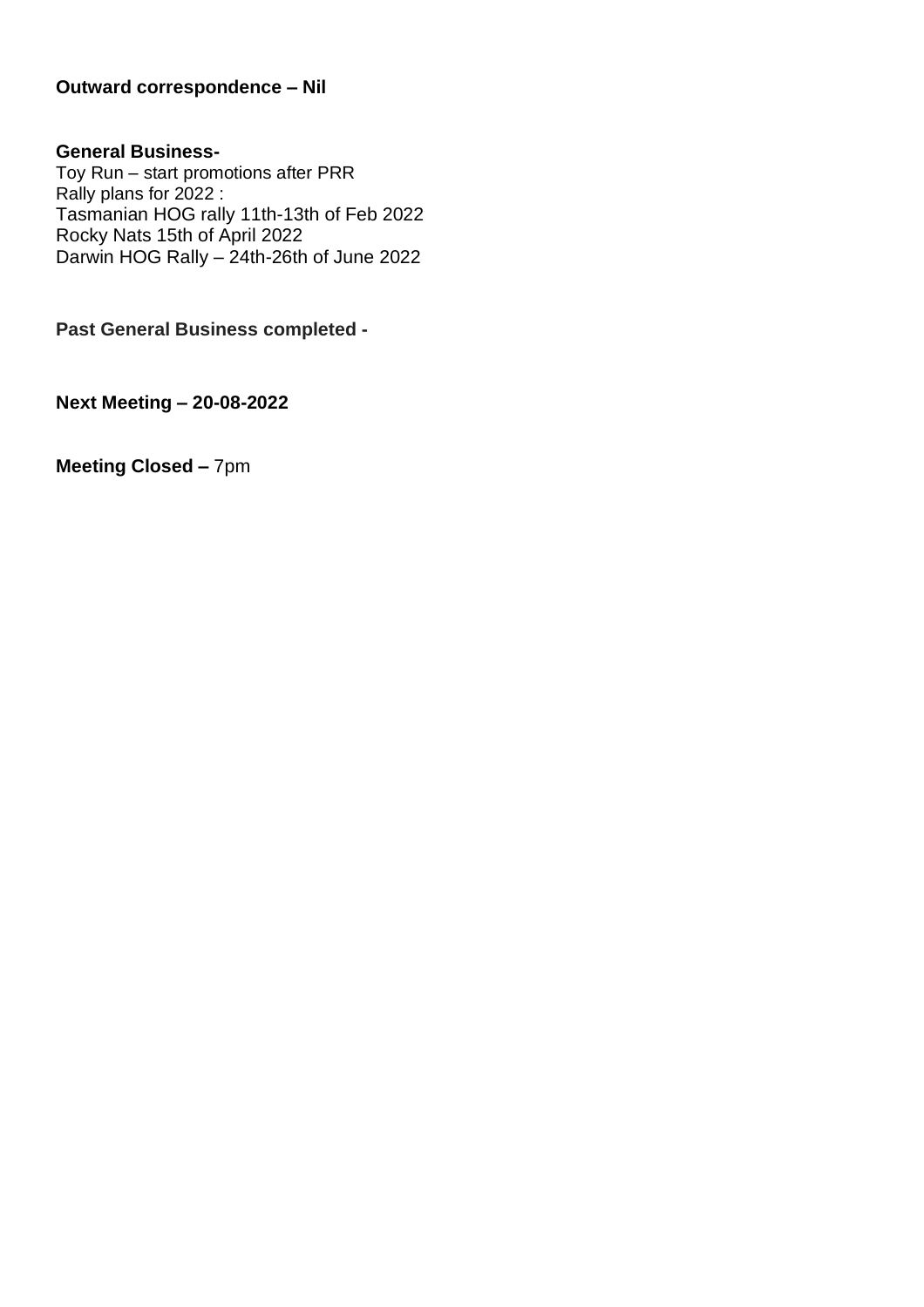**Outward correspondence – Nil**

**General Business-**
Toy Run – start promotions after PRR
Rally plans for 2022 :
Tasmanian HOG rally 11th-13th of Feb 2022
Rocky Nats 15th of April 2022
Darwin HOG Rally – 24th-26th of June 2022

**Past General Business completed -**

**Next Meeting – 20-08-2022**

**Meeting Closed –** 7pm